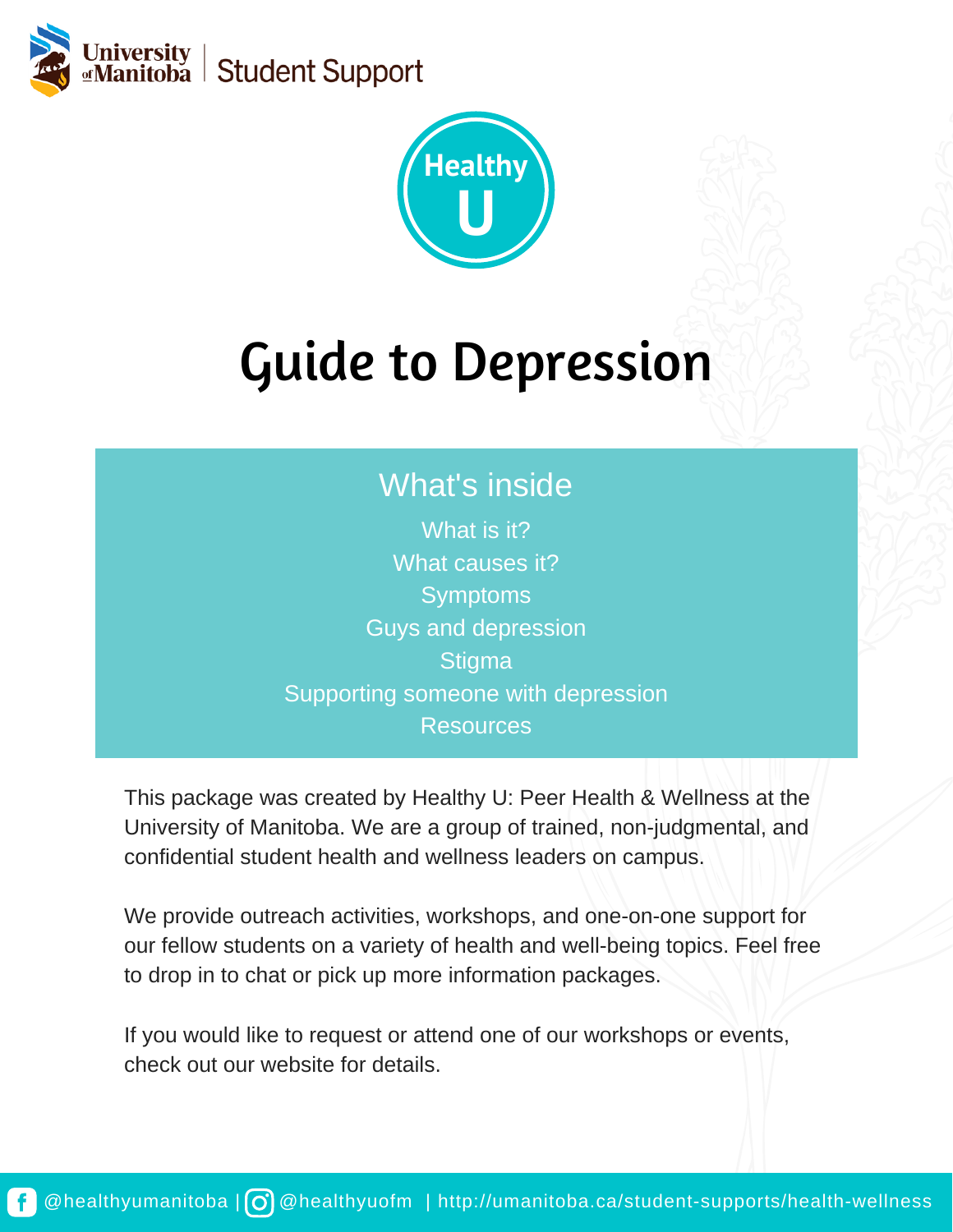University of Manitoba | Student Support

Healthy U

# Guide to Depression

## What's inside

What is it?
What causes it?
Symptoms
Guys and depression
Stigma
Supporting someone with depression
Resources

This package was created by Healthy U: Peer Health & Wellness at the University of Manitoba. We are a group of trained, non-judgmental, and confidential student health and wellness leaders on campus.

We provide outreach activities, workshops, and one-on-one support for our fellow students on a variety of health and well-being topics. Feel free to drop in to chat or pick up more information packages.

If you would like to request or attend one of our workshops or events, check out our website for details.

@healthyumanitoba | @healthyuofm | http://umanitoba.ca/student-supports/health-wellness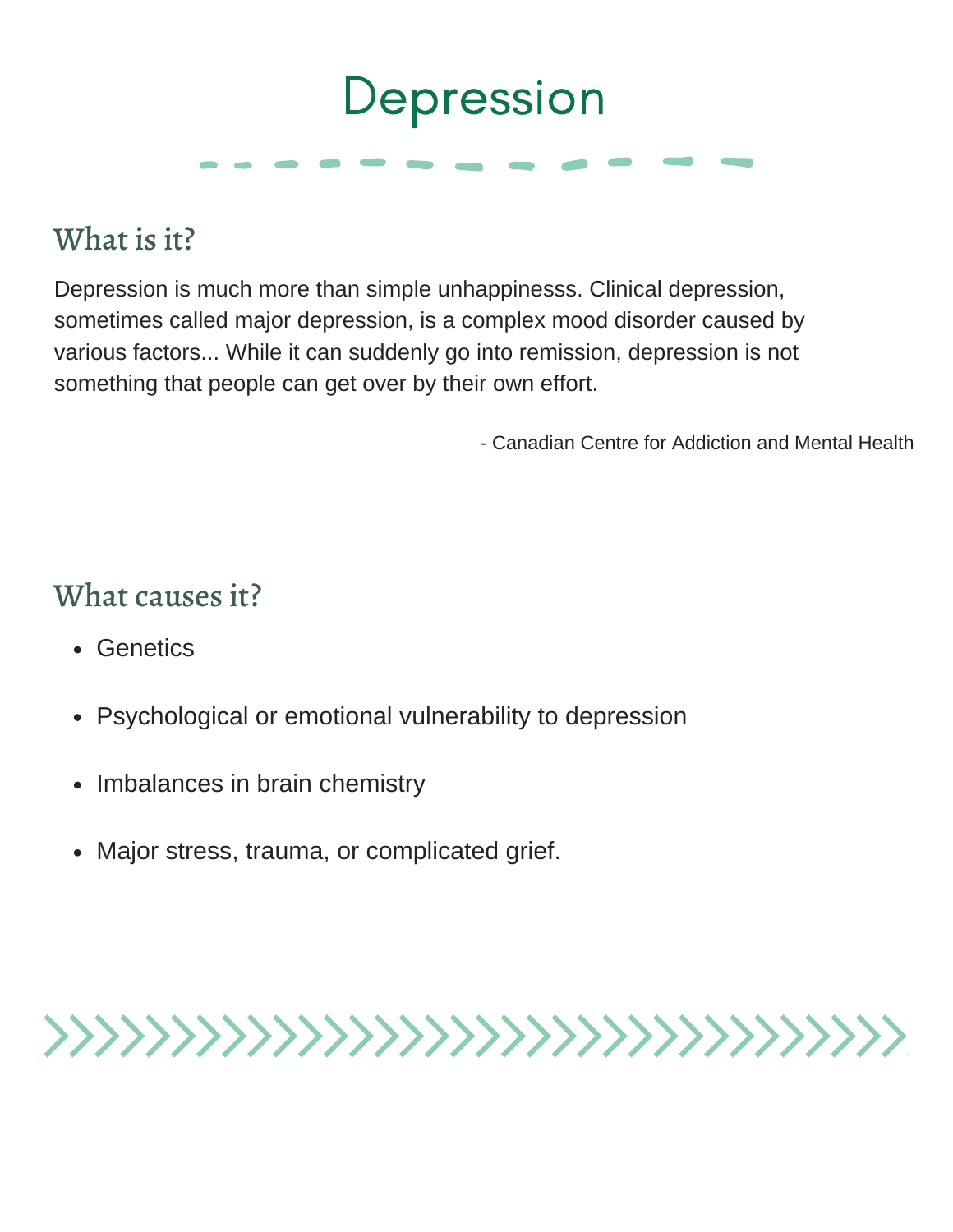# Depression

## What is it?

Depression is much more than simple unhappinesss. Clinical depression, sometimes called major depression, is a complex mood disorder caused by various factors... While it can suddenly go into remission, depression is not something that people can get over by their own effort.

- Canadian Centre for Addiction and Mental Health

## What causes it?

- Genetics
- Psychological or emotional vulnerability to depression
- Imbalances in brain chemistry
- Major stress, trauma, or complicated grief.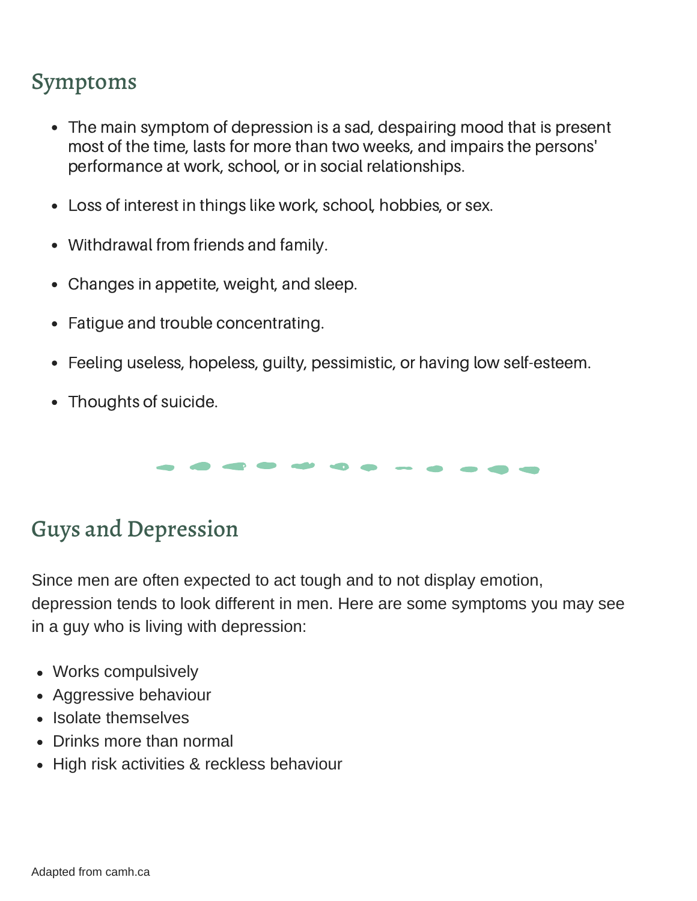## Symptoms

- The main symptom of depression is a sad, despairing mood that is present most of the time, lasts for more than two weeks, and impairs the persons' performance at work, school, or in social relationships.
- Loss of interest in things like work, school, hobbies, or sex.
- Withdrawal from friends and family.
- Changes in appetite, weight, and sleep.
- Fatigue and trouble concentrating.
- Feeling useless, hopeless, guilty, pessimistic, or having low self-esteem.
- Thoughts of suicide.

## Guys and Depression

Since men are often expected to act tough and to not display emotion, depression tends to look different in men. Here are some symptoms you may see in a guy who is living with depression:

- Works compulsively
- Aggressive behaviour
- Isolate themselves
- Drinks more than normal
- High risk activities & reckless behaviour

Adapted from camh.ca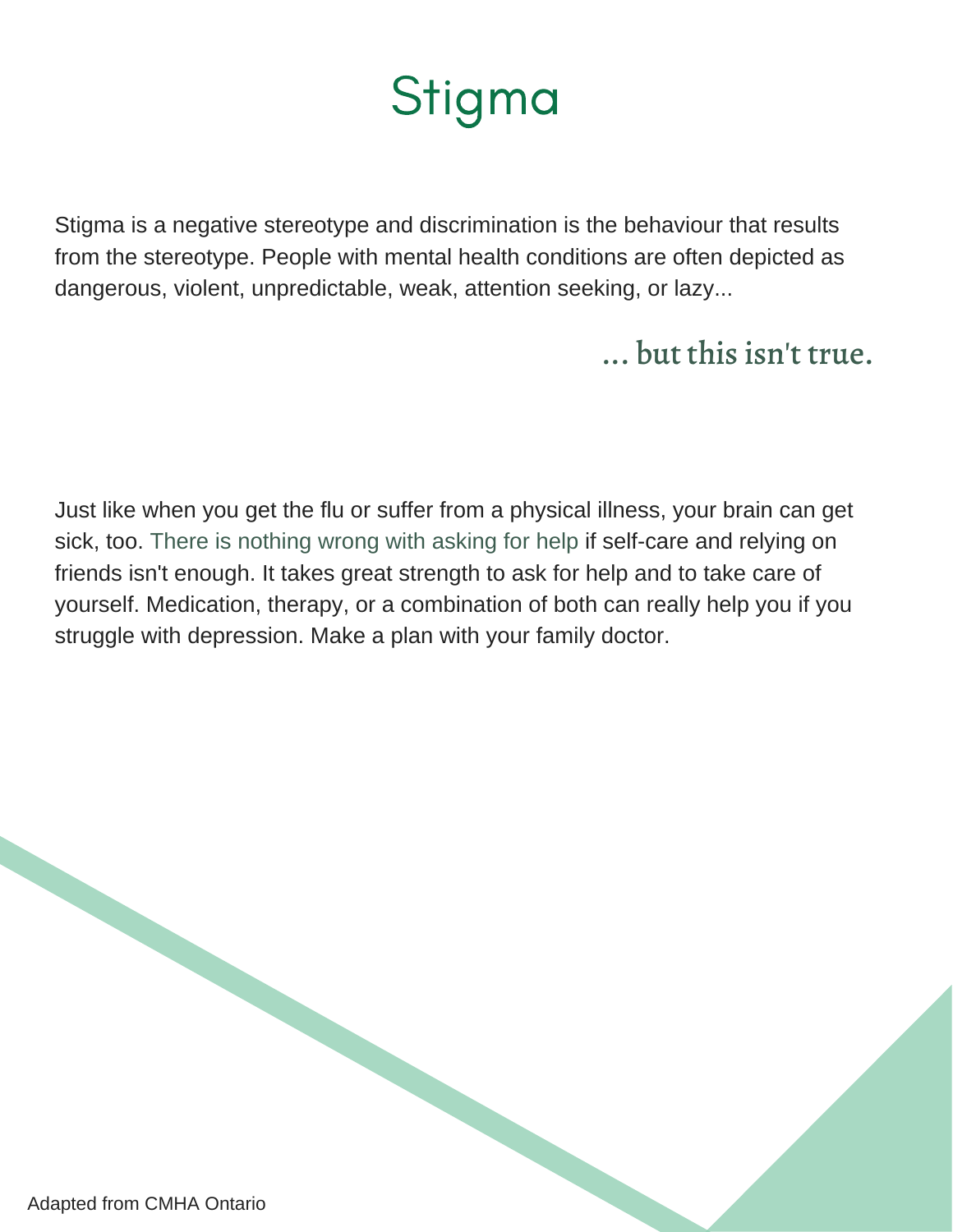# Stigma

Stigma is a negative stereotype and discrimination is the behaviour that results from the stereotype. People with mental health conditions are often depicted as dangerous, violent, unpredictable, weak, attention seeking, or lazy...

*... but this isn't true.*

Just like when you get the flu or suffer from a physical illness, your brain can get sick, too. There is nothing wrong with asking for help if self-care and relying on friends isn't enough. It takes great strength to ask for help and to take care of yourself. Medication, therapy, or a combination of both can really help you if you struggle with depression. Make a plan with your family doctor.

Adapted from CMHA Ontario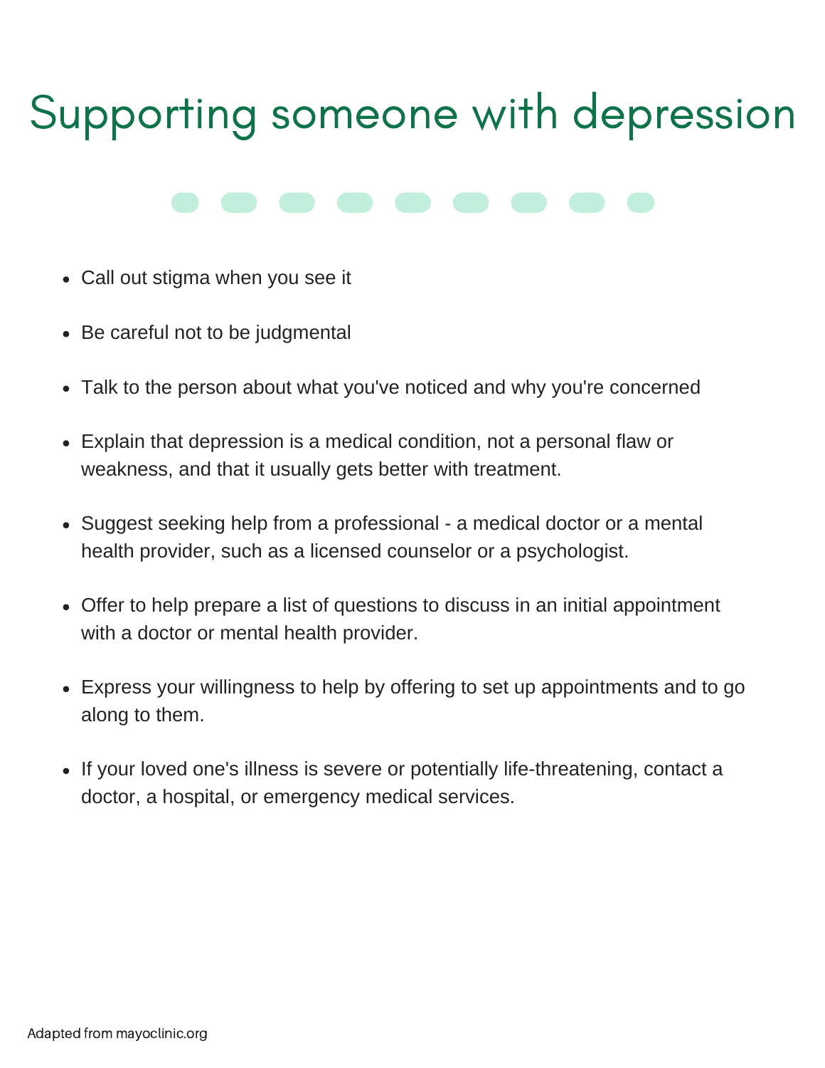# Supporting someone with depression

- Call out stigma when you see it
- Be careful not to be judgmental
- Talk to the person about what you've noticed and why you're concerned
- Explain that depression is a medical condition, not a personal flaw or weakness, and that it usually gets better with treatment.
- Suggest seeking help from a professional - a medical doctor or a mental health provider, such as a licensed counselor or a psychologist.
- Offer to help prepare a list of questions to discuss in an initial appointment with a doctor or mental health provider.
- Express your willingness to help by offering to set up appointments and to go along to them.
- If your loved one's illness is severe or potentially life-threatening, contact a doctor, a hospital, or emergency medical services.

Adapted from mayoclinic.org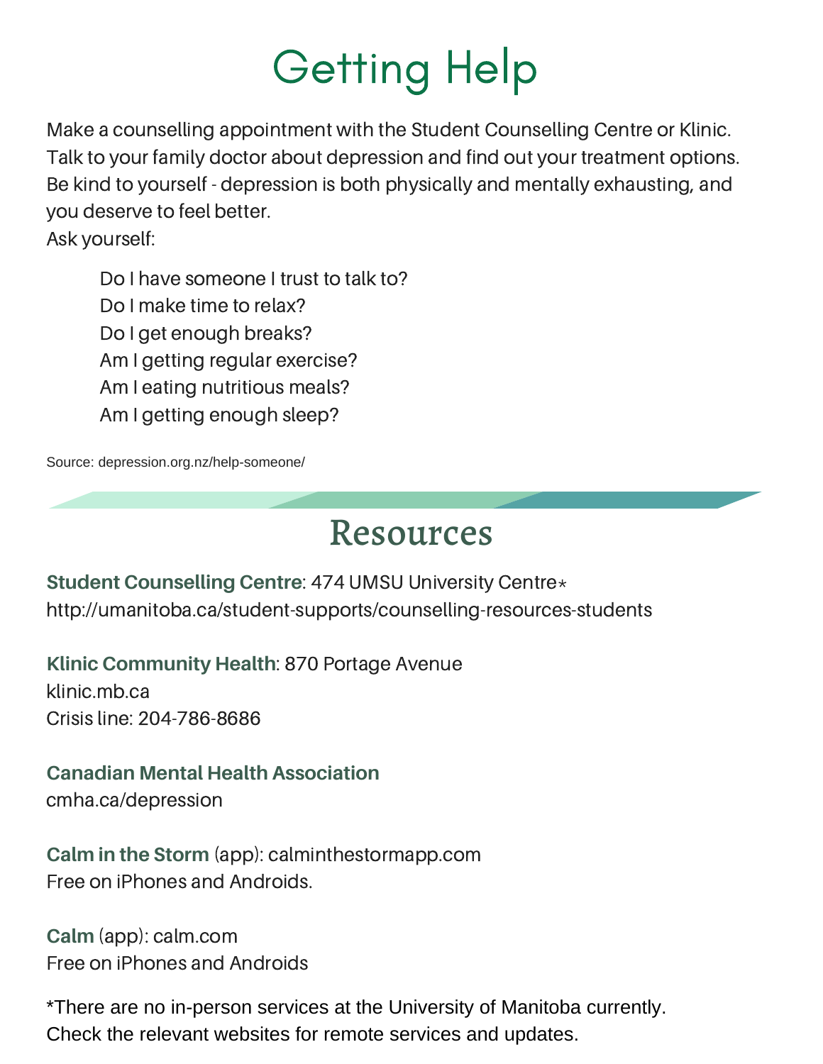# Getting Help

Make a counselling appointment with the Student Counselling Centre or Klinic.
Talk to your family doctor about depression and find out your treatment options.
Be kind to yourself - depression is both physically and mentally exhausting, and you deserve to feel better.
Ask yourself:

- Do I have someone I trust to talk to?
- Do I make time to relax?
- Do I get enough breaks?
- Am I getting regular exercise?
- Am I eating nutritious meals?
- Am I getting enough sleep?

Source: depression.org.nz/help-someone/

# Resources

**Student Counselling Centre**: 474 UMSU University Centre*
http://umanitoba.ca/student-supports/counselling-resources-students

**Klinic Community Health**: 870 Portage Avenue
klinic.mb.ca
Crisis line: 204-786-8686

**Canadian Mental Health Association**
cmha.ca/depression

**Calm in the Storm** (app): calminthestormapp.com
Free on iPhones and Androids.

**Calm** (app): calm.com
Free on iPhones and Androids

*There are no in-person services at the University of Manitoba currently.
Check the relevant websites for remote services and updates.